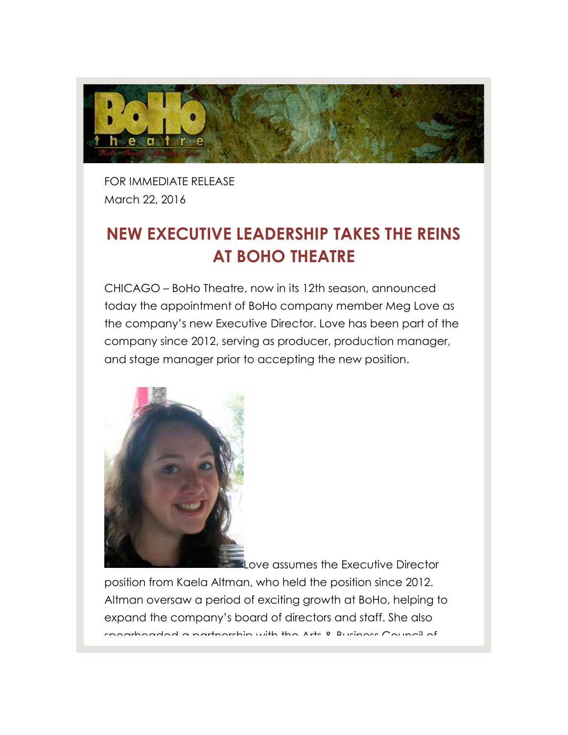FOR IMMEDIATE RELEASE
March 22, 2016

# NEW EXECUTIVE LEADERSHIP TAKES THE REINS AT BOHO THEATRE

CHICAGO – BoHo Theatre, now in its 12th season, announced today the appointment of BoHo company member Meg Love as the company's new Executive Director. Love has been part of the company since 2012, serving as producer, production manager, and stage manager prior to accepting the new position.

Love assumes the Executive Director position from Kaela Altman, who held the position since 2012. Altman oversaw a period of exciting growth at BoHo, helping to expand the company's board of directors and staff. She also spearheaded a partnership with the Arts & Business Council of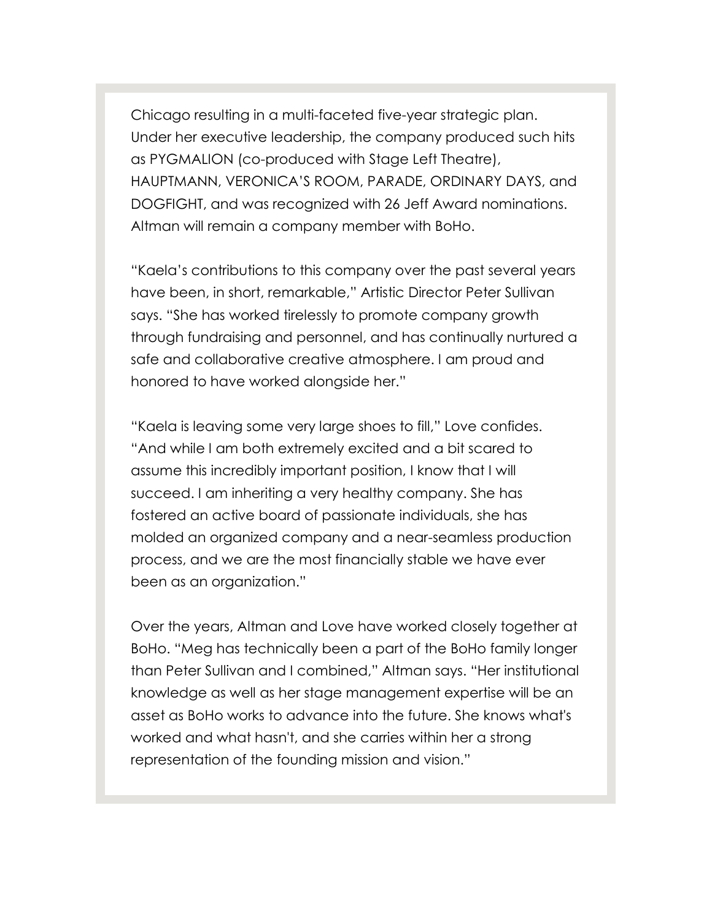Chicago resulting in a multi-faceted five-year strategic plan. Under her executive leadership, the company produced such hits as PYGMALION (co-produced with Stage Left Theatre), HAUPTMANN, VERONICA'S ROOM, PARADE, ORDINARY DAYS, and DOGFIGHT, and was recognized with 26 Jeff Award nominations. Altman will remain a company member with BoHo.

"Kaela's contributions to this company over the past several years have been, in short, remarkable," Artistic Director Peter Sullivan says. "She has worked tirelessly to promote company growth through fundraising and personnel, and has continually nurtured a safe and collaborative creative atmosphere. I am proud and honored to have worked alongside her."

"Kaela is leaving some very large shoes to fill," Love confides. "And while I am both extremely excited and a bit scared to assume this incredibly important position, I know that I will succeed. I am inheriting a very healthy company. She has fostered an active board of passionate individuals, she has molded an organized company and a near-seamless production process, and we are the most financially stable we have ever been as an organization."

Over the years, Altman and Love have worked closely together at BoHo. "Meg has technically been a part of the BoHo family longer than Peter Sullivan and I combined," Altman says. "Her institutional knowledge as well as her stage management expertise will be an asset as BoHo works to advance into the future. She knows what's worked and what hasn't, and she carries within her a strong representation of the founding mission and vision."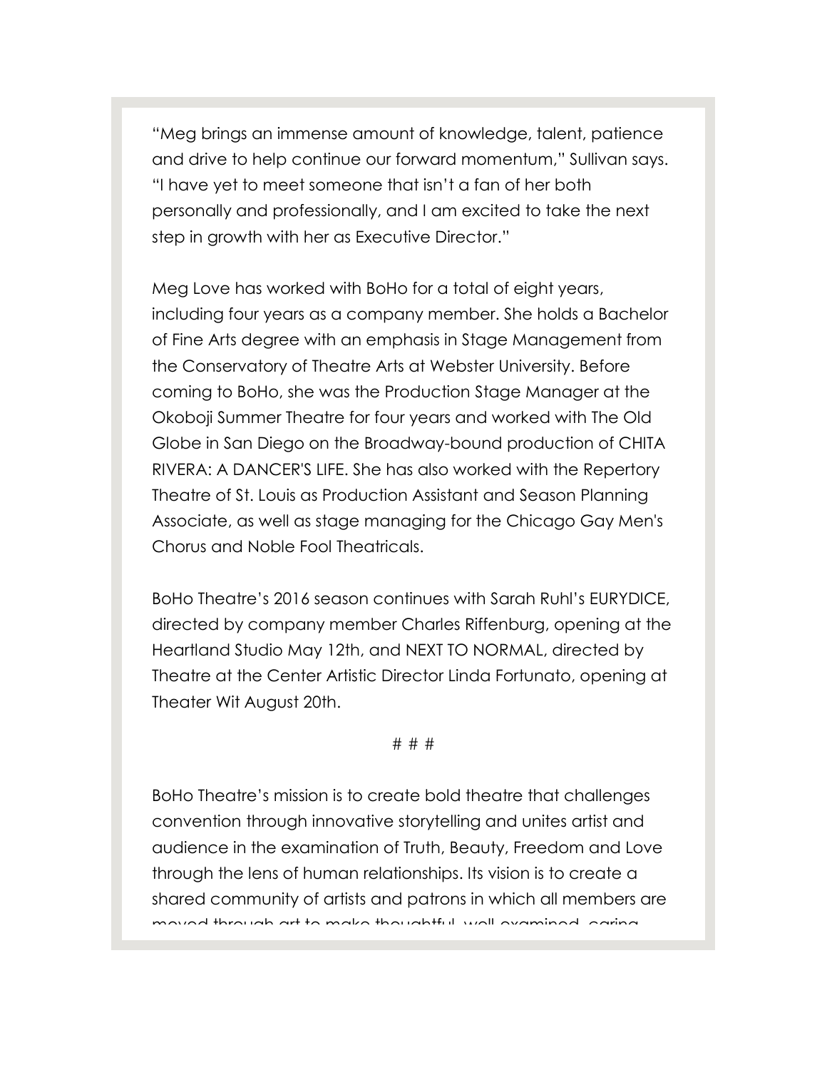"Meg brings an immense amount of knowledge, talent, patience and drive to help continue our forward momentum," Sullivan says. "I have yet to meet someone that isn't a fan of her both personally and professionally, and I am excited to take the next step in growth with her as Executive Director."

Meg Love has worked with BoHo for a total of eight years, including four years as a company member. She holds a Bachelor of Fine Arts degree with an emphasis in Stage Management from the Conservatory of Theatre Arts at Webster University. Before coming to BoHo, she was the Production Stage Manager at the Okoboji Summer Theatre for four years and worked with The Old Globe in San Diego on the Broadway-bound production of CHITA RIVERA: A DANCER'S LIFE. She has also worked with the Repertory Theatre of St. Louis as Production Assistant and Season Planning Associate, as well as stage managing for the Chicago Gay Men's Chorus and Noble Fool Theatricals.

BoHo Theatre's 2016 season continues with Sarah Ruhl's EURYDICE, directed by company member Charles Riffenburg, opening at the Heartland Studio May 12th, and NEXT TO NORMAL, directed by Theatre at the Center Artistic Director Linda Fortunato, opening at Theater Wit August 20th.

# # #

BoHo Theatre's mission is to create bold theatre that challenges convention through innovative storytelling and unites artist and audience in the examination of Truth, Beauty, Freedom and Love through the lens of human relationships. Its vision is to create a shared community of artists and patrons in which all members are moved through art to make thoughtful, well examined, caring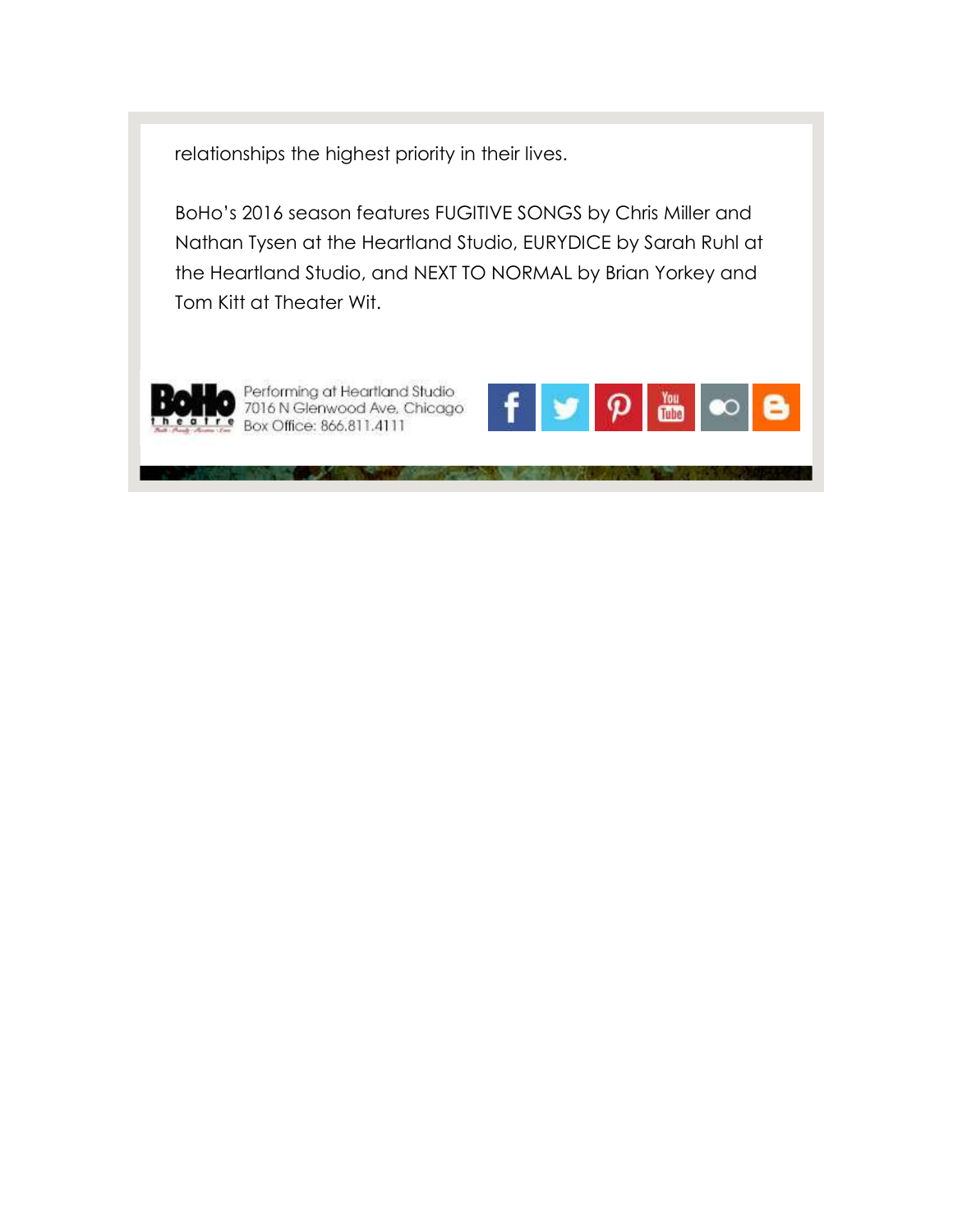relationships the highest priority in their lives.

BoHo's 2016 season features FUGITIVE SONGS by Chris Miller and Nathan Tysen at the Heartland Studio, EURYDICE by Sarah Ruhl at the Heartland Studio, and NEXT TO NORMAL by Brian Yorkey and Tom Kitt at Theater Wit.

Performing at Heartland Studio
7016 N Glenwood Ave, Chicago
Box Office: 866.811.4111